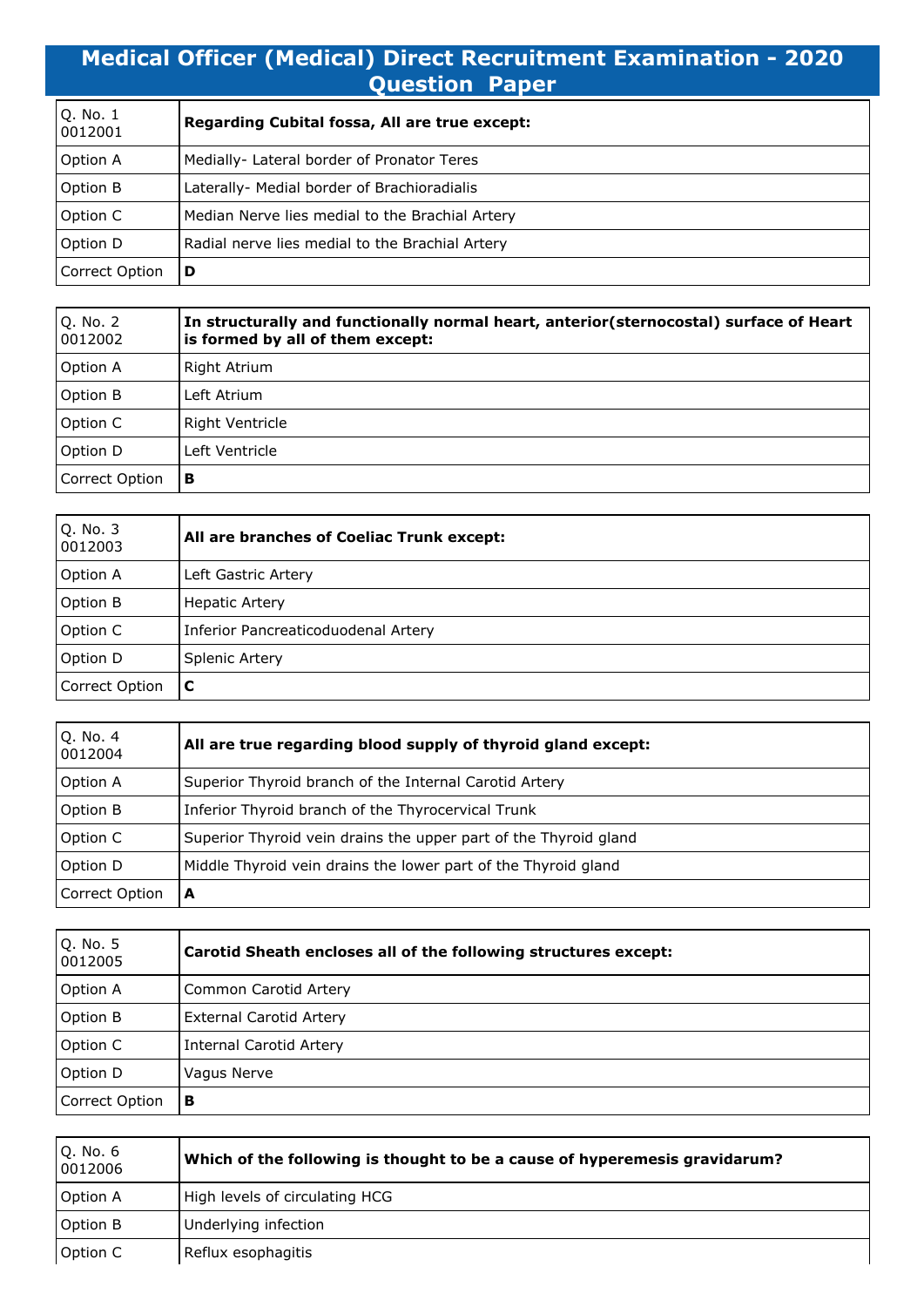# Medical Officer (Medical) Direct Recruitment Examination - 2020 Question Paper

| Q. No. 1 0012001 | **Regarding Cubital fossa, All are true except:** |
|---|---|
| Option A | Medially- Lateral border of Pronator Teres |
| Option B | Laterally- Medial border of Brachioradialis |
| Option C | Median Nerve lies medial to the Brachial Artery |
| Option D | Radial nerve lies medial to the Brachial Artery |
| Correct Option | **D** |

| Q. No. 2 0012002 | **In structurally and functionally normal heart, anterior(sternocostal) surface of Heart is formed by all of them except:** |
|---|---|
| Option A | Right Atrium |
| Option B | Left Atrium |
| Option C | Right Ventricle |
| Option D | Left Ventricle |
| Correct Option | **B** |

| Q. No. 3 0012003 | **All are branches of Coeliac Trunk except:** |
|---|---|
| Option A | Left Gastric Artery |
| Option B | Hepatic Artery |
| Option C | Inferior Pancreaticoduodenal Artery |
| Option D | Splenic Artery |
| Correct Option | **C** |

| Q. No. 4 0012004 | **All are true regarding blood supply of thyroid gland except:** |
|---|---|
| Option A | Superior Thyroid branch of the Internal Carotid Artery |
| Option B | Inferior Thyroid branch of the Thyrocervical Trunk |
| Option C | Superior Thyroid vein drains the upper part of the Thyroid gland |
| Option D | Middle Thyroid vein drains the lower part of the Thyroid gland |
| Correct Option | **A** |

| Q. No. 5 0012005 | **Carotid Sheath encloses all of the following structures except:** |
|---|---|
| Option A | Common Carotid Artery |
| Option B | External Carotid Artery |
| Option C | Internal Carotid Artery |
| Option D | Vagus Nerve |
| Correct Option | **B** |

| Q. No. 6 0012006 | **Which of the following is thought to be a cause of hyperemesis gravidarum?** |
|---|---|
| Option A | High levels of circulating HCG |
| Option B | Underlying infection |
| Option C | Reflux esophagitis |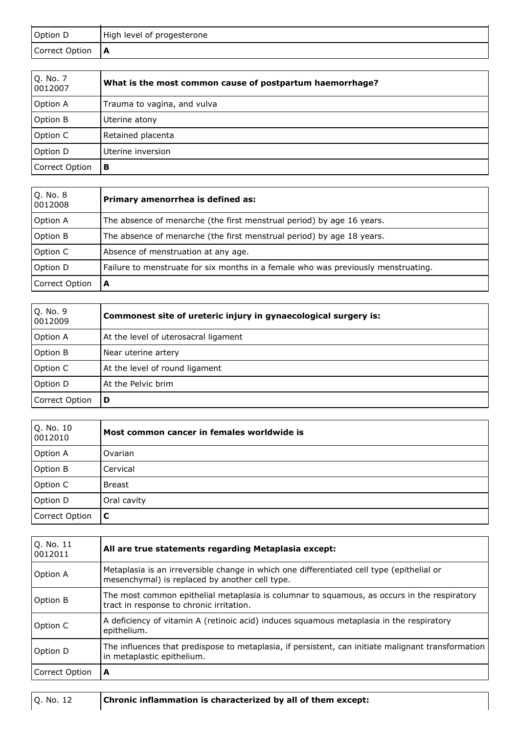| Option D | High level of progesterone |
|---|---|
| Correct Option | **A** |

| Q. No. 7 0012007 | **What is the most common cause of postpartum haemorrhage?** |
|---|---|
| Option A | Trauma to vagina, and vulva |
| Option B | Uterine atony |
| Option C | Retained placenta |
| Option D | Uterine inversion |
| Correct Option | **B** |

| Q. No. 8 0012008 | **Primary amenorrhea is defined as:** |
|---|---|
| Option A | The absence of menarche (the first menstrual period) by age 16 years. |
| Option B | The absence of menarche (the first menstrual period) by age 18 years. |
| Option C | Absence of menstruation at any age. |
| Option D | Failure to menstruate for six months in a female who was previously menstruating. |
| Correct Option | **A** |

| Q. No. 9 0012009 | **Commonest site of ureteric injury in gynaecological surgery is:** |
|---|---|
| Option A | At the level of uterosacral ligament |
| Option B | Near uterine artery |
| Option C | At the level of round ligament |
| Option D | At the Pelvic brim |
| Correct Option | **D** |

| Q. No. 10 0012010 | **Most common cancer in females worldwide is** |
|---|---|
| Option A | Ovarian |
| Option B | Cervical |
| Option C | Breast |
| Option D | Oral cavity |
| Correct Option | **C** |

| Q. No. 11 0012011 | **All are true statements regarding Metaplasia except:** |
|---|---|
| Option A | Metaplasia is an irreversible change in which one differentiated cell type (epithelial or mesenchymal) is replaced by another cell type. |
| Option B | The most common epithelial metaplasia is columnar to squamous, as occurs in the respiratory tract in response to chronic irritation. |
| Option C | A deficiency of vitamin A (retinoic acid) induces squamous metaplasia in the respiratory epithelium. |
| Option D | The influences that predispose to metaplasia, if persistent, can initiate malignant transformation in metaplastic epithelium. |
| Correct Option | **A** |

| Q. No. 12 | **Chronic inflammation is characterized by all of them except:** |
|---|---|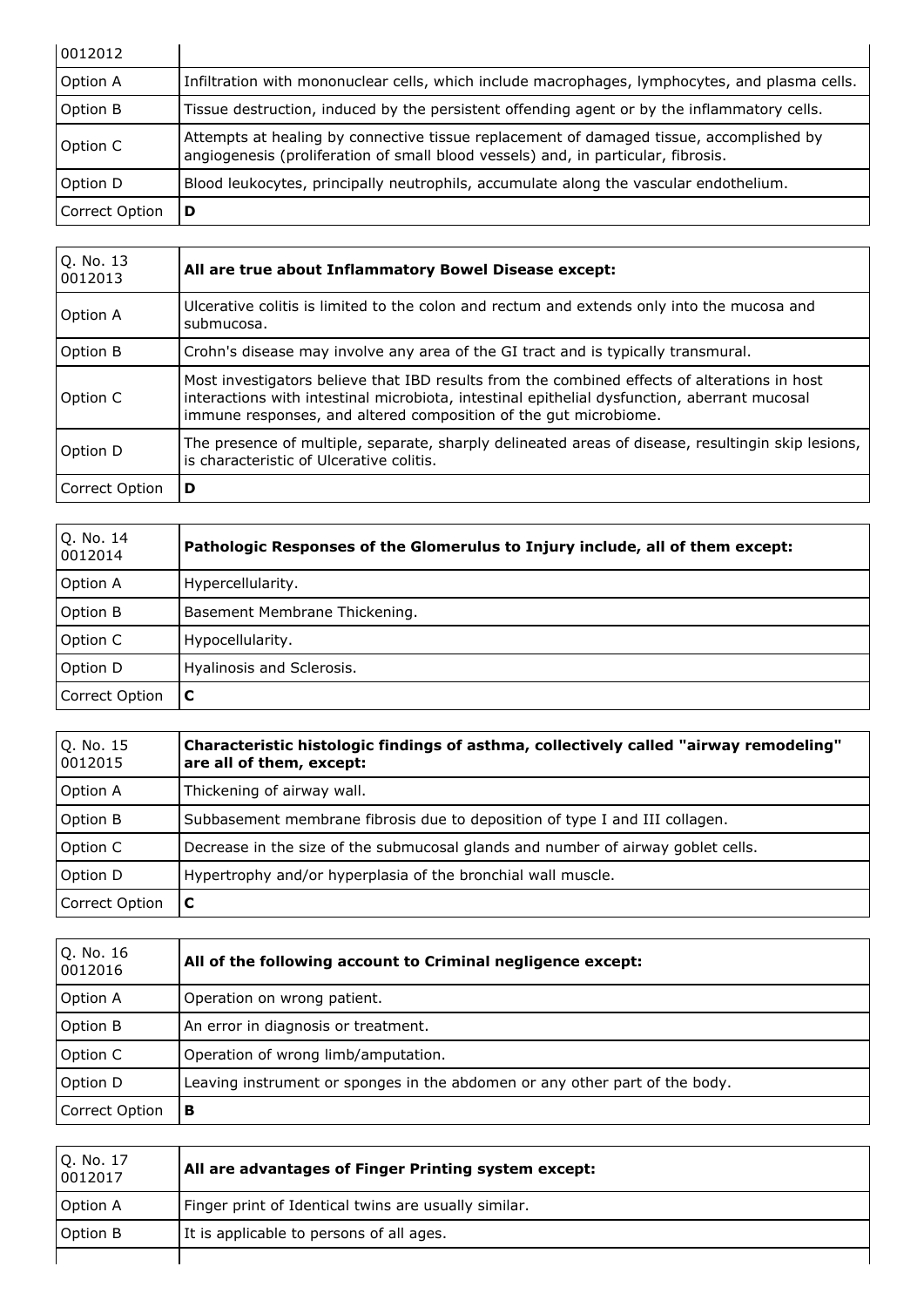| 0012012 | |
|---|---|
| Option A | Infiltration with mononuclear cells, which include macrophages, lymphocytes, and plasma cells. |
| Option B | Tissue destruction, induced by the persistent offending agent or by the inflammatory cells. |
| Option C | Attempts at healing by connective tissue replacement of damaged tissue, accomplished by angiogenesis (proliferation of small blood vessels) and, in particular, fibrosis. |
| Option D | Blood leukocytes, principally neutrophils, accumulate along the vascular endothelium. |
| Correct Option | **D** |

| Q. No. 13 0012013 | **All are true about Inflammatory Bowel Disease except:** |
|---|---|
| Option A | Ulcerative colitis is limited to the colon and rectum and extends only into the mucosa and submucosa. |
| Option B | Crohn's disease may involve any area of the GI tract and is typically transmural. |
| Option C | Most investigators believe that IBD results from the combined effects of alterations in host interactions with intestinal microbiota, intestinal epithelial dysfunction, aberrant mucosal immune responses, and altered composition of the gut microbiome. |
| Option D | The presence of multiple, separate, sharply delineated areas of disease, resultingin skip lesions, is characteristic of Ulcerative colitis. |
| Correct Option | **D** |

| Q. No. 14 0012014 | **Pathologic Responses of the Glomerulus to Injury include, all of them except:** |
|---|---|
| Option A | Hypercellularity. |
| Option B | Basement Membrane Thickening. |
| Option C | Hypocellularity. |
| Option D | Hyalinosis and Sclerosis. |
| Correct Option | **C** |

| Q. No. 15 0012015 | **Characteristic histologic findings of asthma, collectively called "airway remodeling" are all of them, except:** |
|---|---|
| Option A | Thickening of airway wall. |
| Option B | Subbasement membrane fibrosis due to deposition of type I and III collagen. |
| Option C | Decrease in the size of the submucosal glands and number of airway goblet cells. |
| Option D | Hypertrophy and/or hyperplasia of the bronchial wall muscle. |
| Correct Option | **C** |

| Q. No. 16 0012016 | **All of the following account to Criminal negligence except:** |
|---|---|
| Option A | Operation on wrong patient. |
| Option B | An error in diagnosis or treatment. |
| Option C | Operation of wrong limb/amputation. |
| Option D | Leaving instrument or sponges in the abdomen or any other part of the body. |
| Correct Option | **B** |

| Q. No. 17 0012017 | **All are advantages of Finger Printing system except:** |
|---|---|
| Option A | Finger print of Identical twins are usually similar. |
| Option B | It is applicable to persons of all ages. |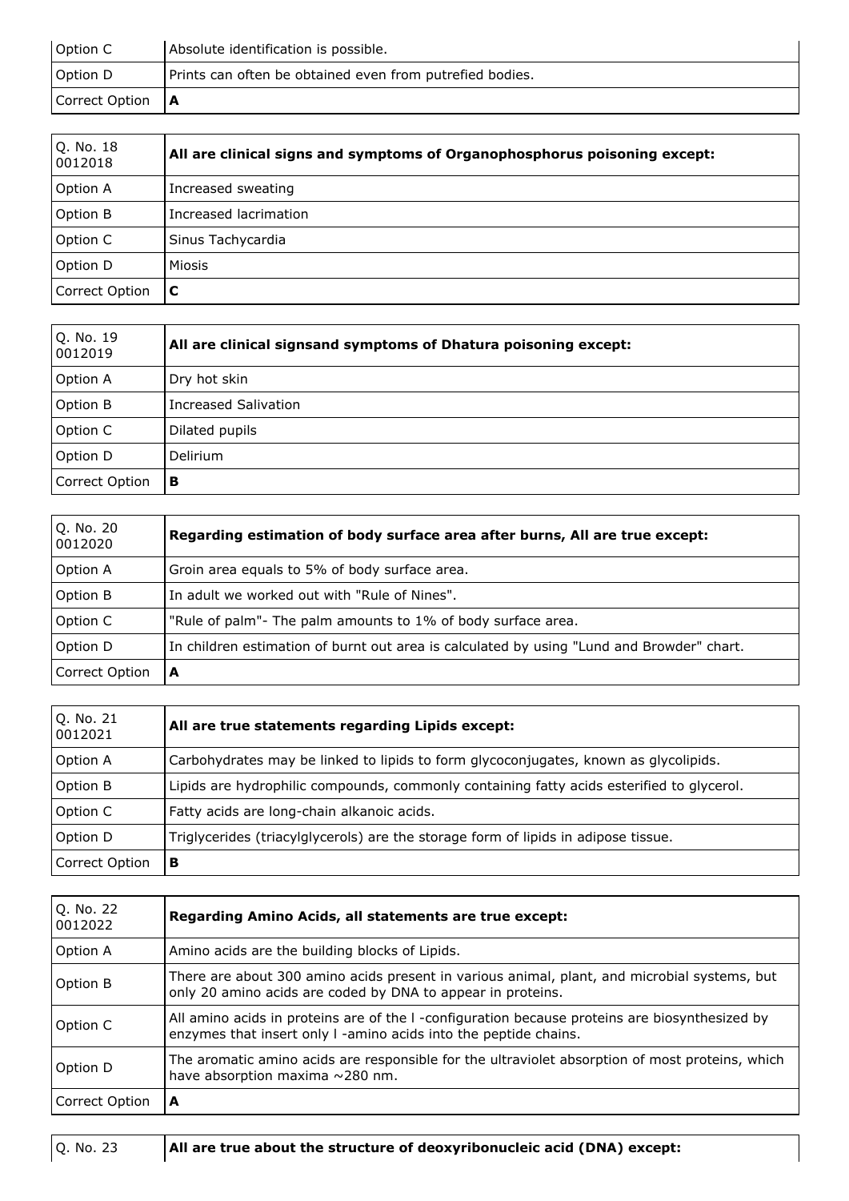| | |
|---|---|
| Option C | Absolute identification is possible. |
| Option D | Prints can often be obtained even from putrefied bodies. |
| Correct Option | **A** |

| Q. No. 18 0012018 | **All are clinical signs and symptoms of Organophosphorus poisoning except:** |
|---|---|
| Option A | Increased sweating |
| Option B | Increased lacrimation |
| Option C | Sinus Tachycardia |
| Option D | Miosis |
| Correct Option | **C** |

| Q. No. 19 0012019 | **All are clinical signsand symptoms of Dhatura poisoning except:** |
|---|---|
| Option A | Dry hot skin |
| Option B | Increased Salivation |
| Option C | Dilated pupils |
| Option D | Delirium |
| Correct Option | **B** |

| Q. No. 20 0012020 | **Regarding estimation of body surface area after burns, All are true except:** |
|---|---|
| Option A | Groin area equals to 5% of body surface area. |
| Option B | In adult we worked out with "Rule of Nines". |
| Option C | "Rule of palm"- The palm amounts to 1% of body surface area. |
| Option D | In children estimation of burnt out area is calculated by using "Lund and Browder" chart. |
| Correct Option | **A** |

| Q. No. 21 0012021 | **All are true statements regarding Lipids except:** |
|---|---|
| Option A | Carbohydrates may be linked to lipids to form glycoconjugates, known as glycolipids. |
| Option B | Lipids are hydrophilic compounds, commonly containing fatty acids esterified to glycerol. |
| Option C | Fatty acids are long-chain alkanoic acids. |
| Option D | Triglycerides (triacylglycerols) are the storage form of lipids in adipose tissue. |
| Correct Option | **B** |

| Q. No. 22 0012022 | **Regarding Amino Acids, all statements are true except:** |
|---|---|
| Option A | Amino acids are the building blocks of Lipids. |
| Option B | There are about 300 amino acids present in various animal, plant, and microbial systems, but only 20 amino acids are coded by DNA to appear in proteins. |
| Option C | All amino acids in proteins are of the l -configuration because proteins are biosynthesized by enzymes that insert only l -amino acids into the peptide chains. |
| Option D | The aromatic amino acids are responsible for the ultraviolet absorption of most proteins, which have absorption maxima ~280 nm. |
| Correct Option | **A** |

| Q. No. 23 | **All are true about the structure of deoxyribonucleic acid (DNA) except:** |
|---|---|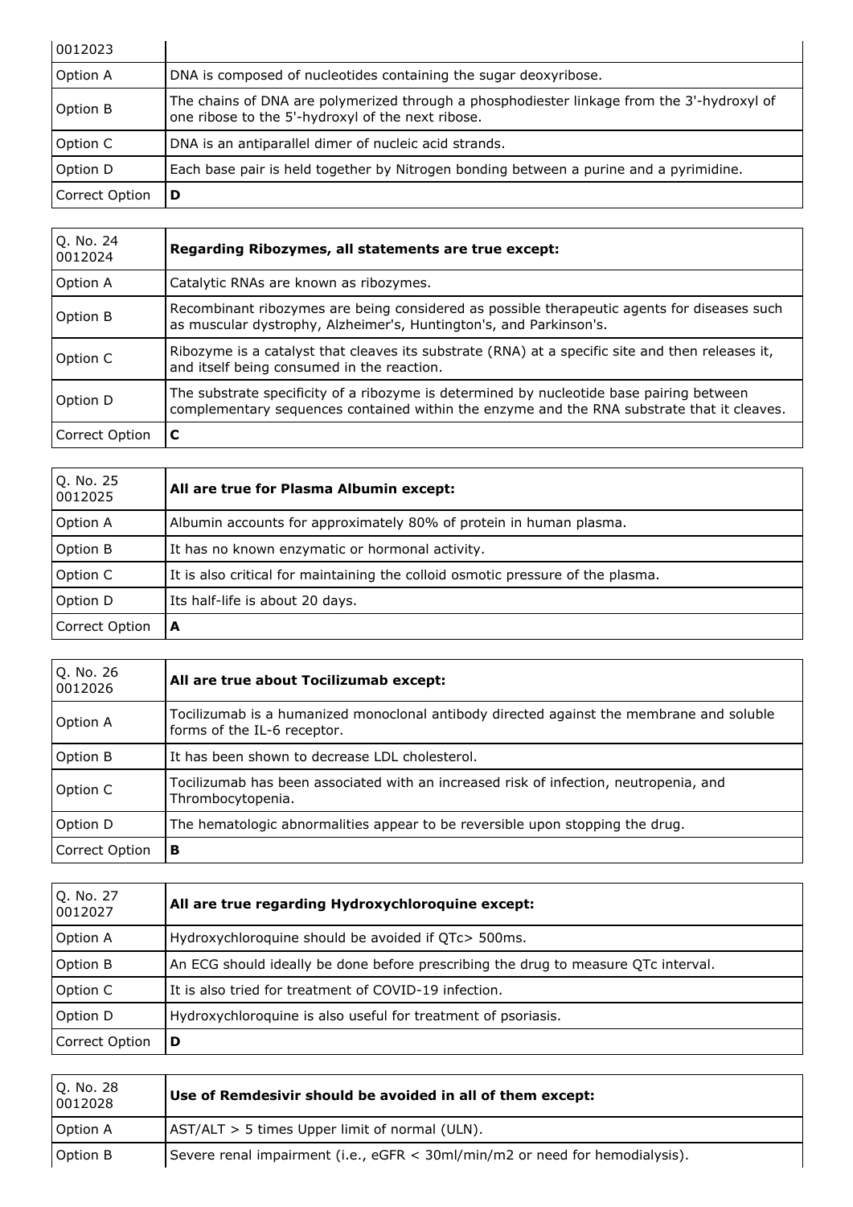| 0012023 | |
|---|---|
| Option A | DNA is composed of nucleotides containing the sugar deoxyribose. |
| Option B | The chains of DNA are polymerized through a phosphodiester linkage from the 3'-hydroxyl of one ribose to the 5'-hydroxyl of the next ribose. |
| Option C | DNA is an antiparallel dimer of nucleic acid strands. |
| Option D | Each base pair is held together by Nitrogen bonding between a purine and a pyrimidine. |
| Correct Option | **D** |

| Q. No. 24 0012024 | **Regarding Ribozymes, all statements are true except:** |
|---|---|
| Option A | Catalytic RNAs are known as ribozymes. |
| Option B | Recombinant ribozymes are being considered as possible therapeutic agents for diseases such as muscular dystrophy, Alzheimer's, Huntington's, and Parkinson's. |
| Option C | Ribozyme is a catalyst that cleaves its substrate (RNA) at a specific site and then releases it, and itself being consumed in the reaction. |
| Option D | The substrate specificity of a ribozyme is determined by nucleotide base pairing between complementary sequences contained within the enzyme and the RNA substrate that it cleaves. |
| Correct Option | **C** |

| Q. No. 25 0012025 | **All are true for Plasma Albumin except:** |
|---|---|
| Option A | Albumin accounts for approximately 80% of protein in human plasma. |
| Option B | It has no known enzymatic or hormonal activity. |
| Option C | It is also critical for maintaining the colloid osmotic pressure of the plasma. |
| Option D | Its half-life is about 20 days. |
| Correct Option | **A** |

| Q. No. 26 0012026 | **All are true about Tocilizumab except:** |
|---|---|
| Option A | Tocilizumab is a humanized monoclonal antibody directed against the membrane and soluble forms of the IL-6 receptor. |
| Option B | It has been shown to decrease LDL cholesterol. |
| Option C | Tocilizumab has been associated with an increased risk of infection, neutropenia, and Thrombocytopenia. |
| Option D | The hematologic abnormalities appear to be reversible upon stopping the drug. |
| Correct Option | **B** |

| Q. No. 27 0012027 | **All are true regarding Hydroxychloroquine except:** |
|---|---|
| Option A | Hydroxychloroquine should be avoided if QTc> 500ms. |
| Option B | An ECG should ideally be done before prescribing the drug to measure QTc interval. |
| Option C | It is also tried for treatment of COVID-19 infection. |
| Option D | Hydroxychloroquine is also useful for treatment of psoriasis. |
| Correct Option | **D** |

| Q. No. 28 0012028 | **Use of Remdesivir should be avoided in all of them except:** |
|---|---|
| Option A | AST/ALT > 5 times Upper limit of normal (ULN). |
| Option B | Severe renal impairment (i.e., eGFR < 30ml/min/m2 or need for hemodialysis). |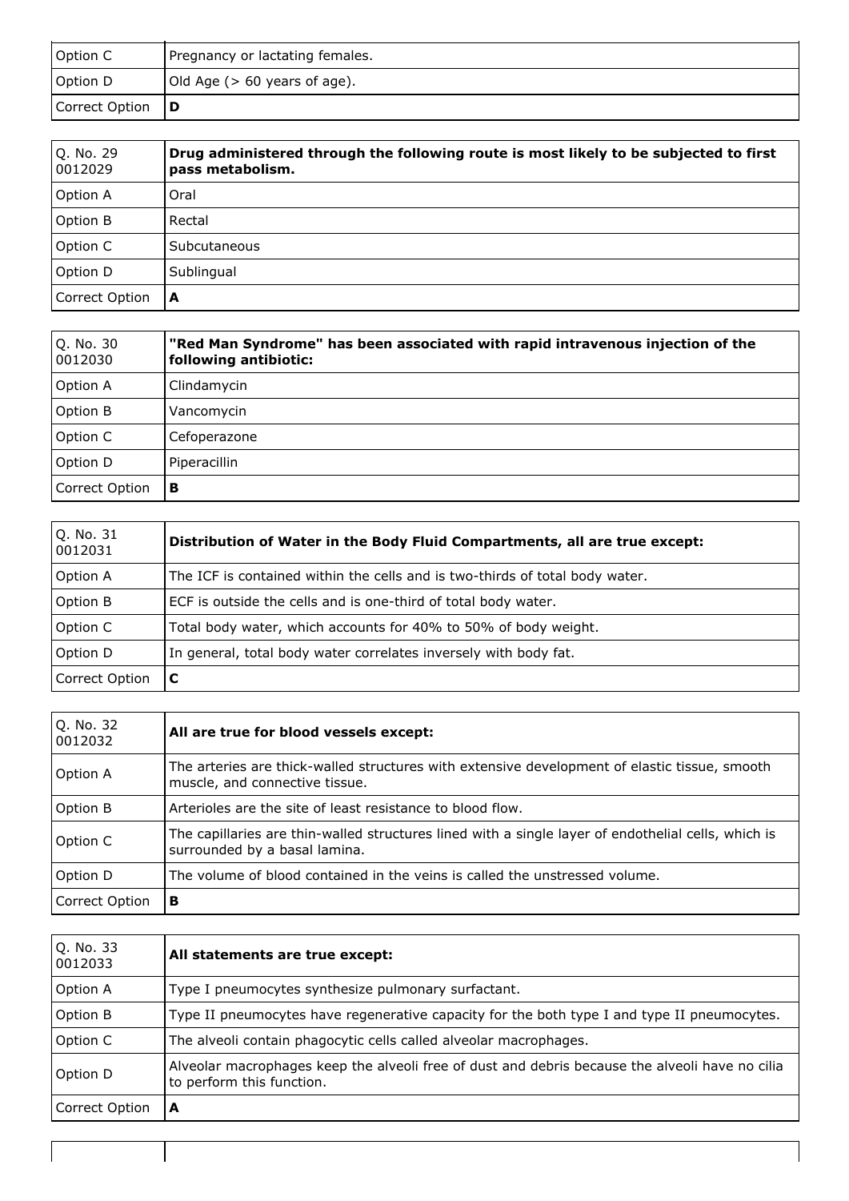| Option C | Pregnancy or lactating females. |
|---|---|
| Option D | Old Age (> 60 years of age). |
| Correct Option | **D** |

| Q. No. 29 0012029 | **Drug administered through the following route is most likely to be subjected to first pass metabolism.** |
|---|---|
| Option A | Oral |
| Option B | Rectal |
| Option C | Subcutaneous |
| Option D | Sublingual |
| Correct Option | **A** |

| Q. No. 30 0012030 | **"Red Man Syndrome" has been associated with rapid intravenous injection of the following antibiotic:** |
|---|---|
| Option A | Clindamycin |
| Option B | Vancomycin |
| Option C | Cefoperazone |
| Option D | Piperacillin |
| Correct Option | **B** |

| Q. No. 31 0012031 | **Distribution of Water in the Body Fluid Compartments, all are true except:** |
|---|---|
| Option A | The ICF is contained within the cells and is two-thirds of total body water. |
| Option B | ECF is outside the cells and is one-third of total body water. |
| Option C | Total body water, which accounts for 40% to 50% of body weight. |
| Option D | In general, total body water correlates inversely with body fat. |
| Correct Option | **C** |

| Q. No. 32 0012032 | **All are true for blood vessels except:** |
|---|---|
| Option A | The arteries are thick-walled structures with extensive development of elastic tissue, smooth muscle, and connective tissue. |
| Option B | Arterioles are the site of least resistance to blood flow. |
| Option C | The capillaries are thin-walled structures lined with a single layer of endothelial cells, which is surrounded by a basal lamina. |
| Option D | The volume of blood contained in the veins is called the unstressed volume. |
| Correct Option | **B** |

| Q. No. 33 0012033 | **All statements are true except:** |
|---|---|
| Option A | Type I pneumocytes synthesize pulmonary surfactant. |
| Option B | Type II pneumocytes have regenerative capacity for the both type I and type II pneumocytes. |
| Option C | The alveoli contain phagocytic cells called alveolar macrophages. |
| Option D | Alveolar macrophages keep the alveoli free of dust and debris because the alveoli have no cilia to perform this function. |
| Correct Option | **A** |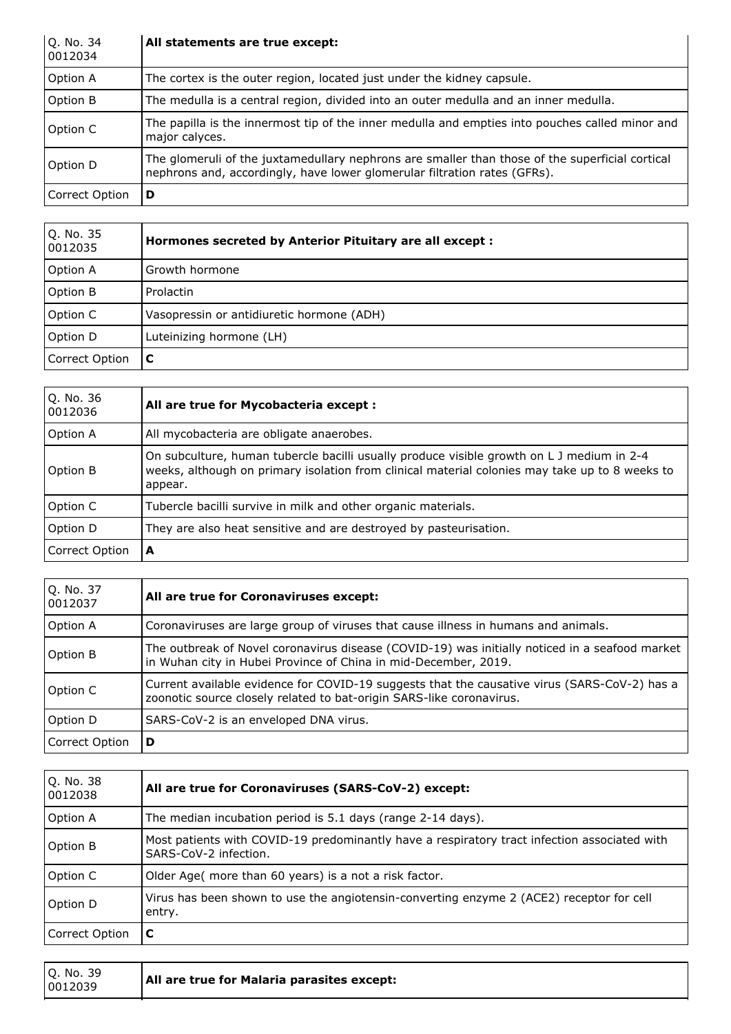| Q. No. 34 0012034 | **All statements are true except:** |
| --- | --- |
| Option A | The cortex is the outer region, located just under the kidney capsule. |
| Option B | The medulla is a central region, divided into an outer medulla and an inner medulla. |
| Option C | The papilla is the innermost tip of the inner medulla and empties into pouches called minor and major calyces. |
| Option D | The glomeruli of the juxtamedullary nephrons are smaller than those of the superficial cortical nephrons and, accordingly, have lower glomerular filtration rates (GFRs). |
| Correct Option | **D** |

| Q. No. 35 0012035 | **Hormones secreted by Anterior Pituitary are all except :** |
| --- | --- |
| Option A | Growth hormone |
| Option B | Prolactin |
| Option C | Vasopressin or antidiuretic hormone (ADH) |
| Option D | Luteinizing hormone (LH) |
| Correct Option | **C** |

| Q. No. 36 0012036 | **All are true for Mycobacteria except :** |
| --- | --- |
| Option A | All mycobacteria are obligate anaerobes. |
| Option B | On subculture, human tubercle bacilli usually produce visible growth on L J medium in 2-4 weeks, although on primary isolation from clinical material colonies may take up to 8 weeks to appear. |
| Option C | Tubercle bacilli survive in milk and other organic materials. |
| Option D | They are also heat sensitive and are destroyed by pasteurisation. |
| Correct Option | **A** |

| Q. No. 37 0012037 | **All are true for Coronaviruses except:** |
| --- | --- |
| Option A | Coronaviruses are large group of viruses that cause illness in humans and animals. |
| Option B | The outbreak of Novel coronavirus disease (COVID-19) was initially noticed in a seafood market in Wuhan city in Hubei Province of China in mid-December, 2019. |
| Option C | Current available evidence for COVID-19 suggests that the causative virus (SARS-CoV-2) has a zoonotic source closely related to bat-origin SARS-like coronavirus. |
| Option D | SARS-CoV-2 is an enveloped DNA virus. |
| Correct Option | **D** |

| Q. No. 38 0012038 | **All are true for Coronaviruses (SARS-CoV-2) except:** |
| --- | --- |
| Option A | The median incubation period is 5.1 days (range 2-14 days). |
| Option B | Most patients with COVID-19 predominantly have a respiratory tract infection associated with SARS-CoV-2 infection. |
| Option C | Older Age( more than 60 years) is a not a risk factor. |
| Option D | Virus has been shown to use the angiotensin-converting enzyme 2 (ACE2) receptor for cell entry. |
| Correct Option | **C** |

| Q. No. 39 0012039 | **All are true for Malaria parasites except:** |
| --- | --- |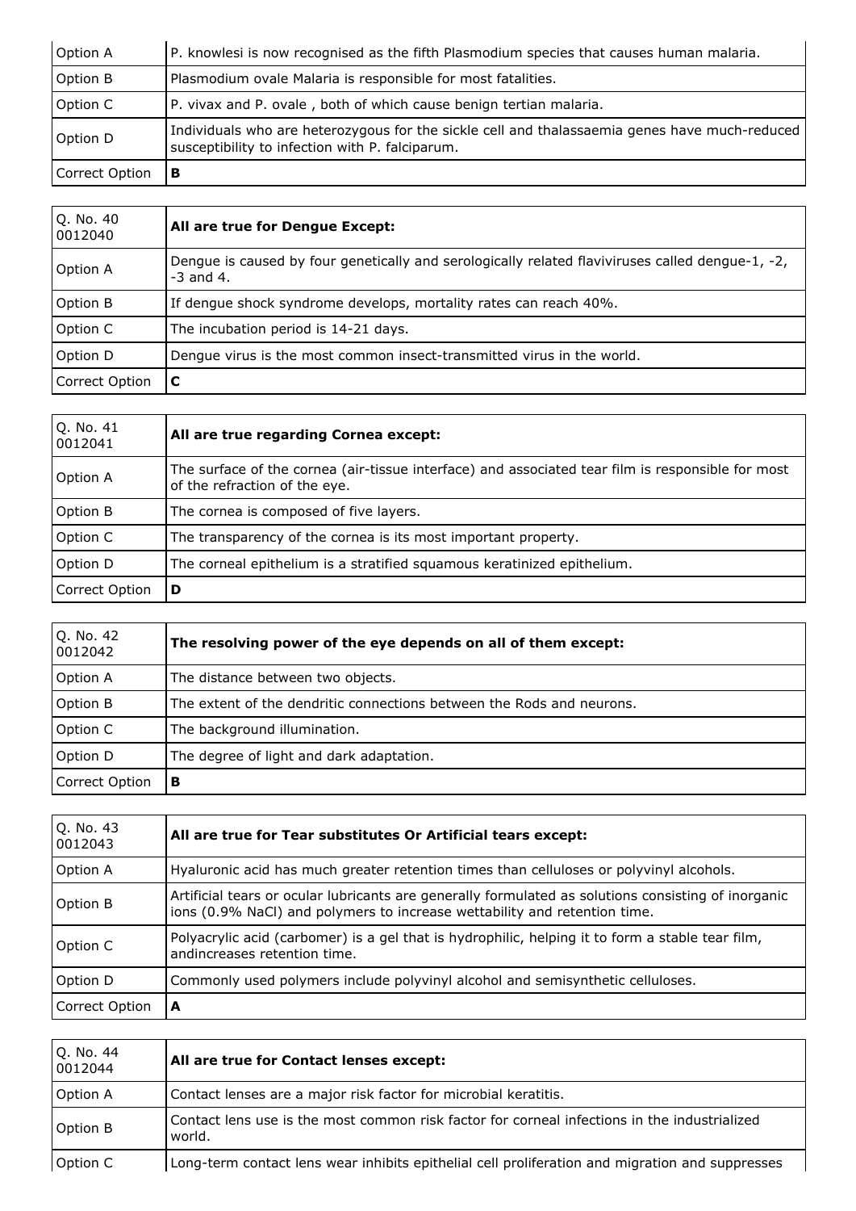| Option A | P. knowlesi is now recognised as the fifth Plasmodium species that causes human malaria. |
|---|---|
| Option B | Plasmodium ovale Malaria is responsible for most fatalities. |
| Option C | P. vivax and P. ovale , both of which cause benign tertian malaria. |
| Option D | Individuals who are heterozygous for the sickle cell and thalassaemia genes have much-reduced susceptibility to infection with P. falciparum. |
| Correct Option | **B** |

| Q. No. 40 0012040 | **All are true for Dengue Except:** |
|---|---|
| Option A | Dengue is caused by four genetically and serologically related flaviviruses called dengue-1, -2, -3 and 4. |
| Option B | If dengue shock syndrome develops, mortality rates can reach 40%. |
| Option C | The incubation period is 14-21 days. |
| Option D | Dengue virus is the most common insect-transmitted virus in the world. |
| Correct Option | **C** |

| Q. No. 41 0012041 | **All are true regarding Cornea except:** |
|---|---|
| Option A | The surface of the cornea (air-tissue interface) and associated tear film is responsible for most of the refraction of the eye. |
| Option B | The cornea is composed of five layers. |
| Option C | The transparency of the cornea is its most important property. |
| Option D | The corneal epithelium is a stratified squamous keratinized epithelium. |
| Correct Option | **D** |

| Q. No. 42 0012042 | **The resolving power of the eye depends on all of them except:** |
|---|---|
| Option A | The distance between two objects. |
| Option B | The extent of the dendritic connections between the Rods and neurons. |
| Option C | The background illumination. |
| Option D | The degree of light and dark adaptation. |
| Correct Option | **B** |

| Q. No. 43 0012043 | **All are true for Tear substitutes Or Artificial tears except:** |
|---|---|
| Option A | Hyaluronic acid has much greater retention times than celluloses or polyvinyl alcohols. |
| Option B | Artificial tears or ocular lubricants are generally formulated as solutions consisting of inorganic ions (0.9% NaCl) and polymers to increase wettability and retention time. |
| Option C | Polyacrylic acid (carbomer) is a gel that is hydrophilic, helping it to form a stable tear film, andincreases retention time. |
| Option D | Commonly used polymers include polyvinyl alcohol and semisynthetic celluloses. |
| Correct Option | **A** |

| Q. No. 44 0012044 | **All are true for Contact lenses except:** |
|---|---|
| Option A | Contact lenses are a major risk factor for microbial keratitis. |
| Option B | Contact lens use is the most common risk factor for corneal infections in the industrialized world. |
| Option C | Long-term contact lens wear inhibits epithelial cell proliferation and migration and suppresses |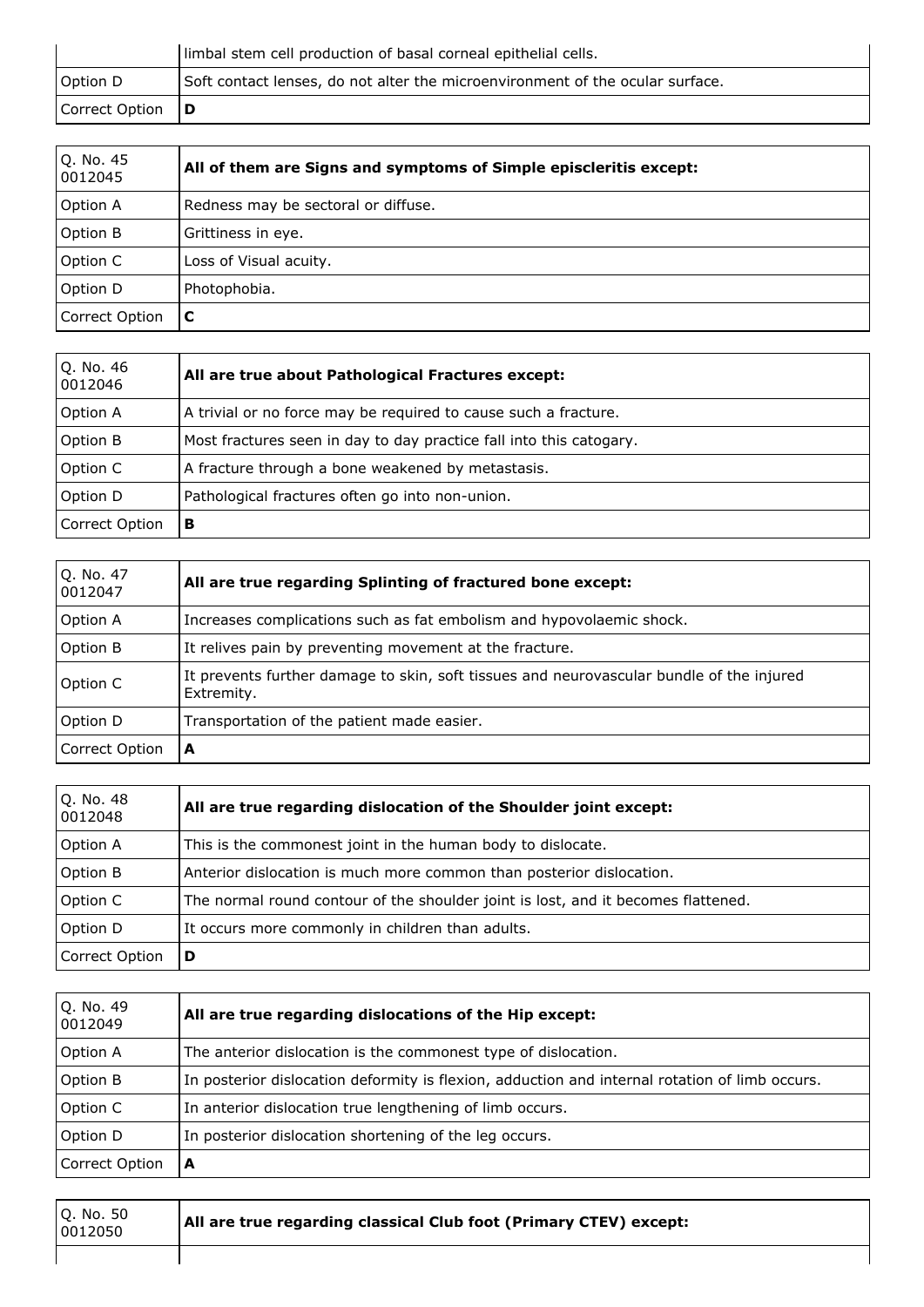| | limbal stem cell production of basal corneal epithelial cells. |
|---|---|
| Option D | Soft contact lenses, do not alter the microenvironment of the ocular surface. |
| Correct Option | **D** |

| Q. No. 45 0012045 | **All of them are Signs and symptoms of Simple episcleritis except:** |
|---|---|
| Option A | Redness may be sectoral or diffuse. |
| Option B | Grittiness in eye. |
| Option C | Loss of Visual acuity. |
| Option D | Photophobia. |
| Correct Option | **C** |

| Q. No. 46 0012046 | **All are true about Pathological Fractures except:** |
|---|---|
| Option A | A trivial or no force may be required to cause such a fracture. |
| Option B | Most fractures seen in day to day practice fall into this catogary. |
| Option C | A fracture through a bone weakened by metastasis. |
| Option D | Pathological fractures often go into non-union. |
| Correct Option | **B** |

| Q. No. 47 0012047 | **All are true regarding Splinting of fractured bone except:** |
|---|---|
| Option A | Increases complications such as fat embolism and hypovolaemic shock. |
| Option B | It relives pain by preventing movement at the fracture. |
| Option C | It prevents further damage to skin, soft tissues and neurovascular bundle of the injured Extremity. |
| Option D | Transportation of the patient made easier. |
| Correct Option | **A** |

| Q. No. 48 0012048 | **All are true regarding dislocation of the Shoulder joint except:** |
|---|---|
| Option A | This is the commonest joint in the human body to dislocate. |
| Option B | Anterior dislocation is much more common than posterior dislocation. |
| Option C | The normal round contour of the shoulder joint is lost, and it becomes flattened. |
| Option D | It occurs more commonly in children than adults. |
| Correct Option | **D** |

| Q. No. 49 0012049 | **All are true regarding dislocations of the Hip except:** |
|---|---|
| Option A | The anterior dislocation is the commonest type of dislocation. |
| Option B | In posterior dislocation deformity is flexion, adduction and internal rotation of limb occurs. |
| Option C | In anterior dislocation true lengthening of limb occurs. |
| Option D | In posterior dislocation shortening of the leg occurs. |
| Correct Option | **A** |

| Q. No. 50 0012050 | **All are true regarding classical Club foot (Primary CTEV) except:** |
|---|---|
| | |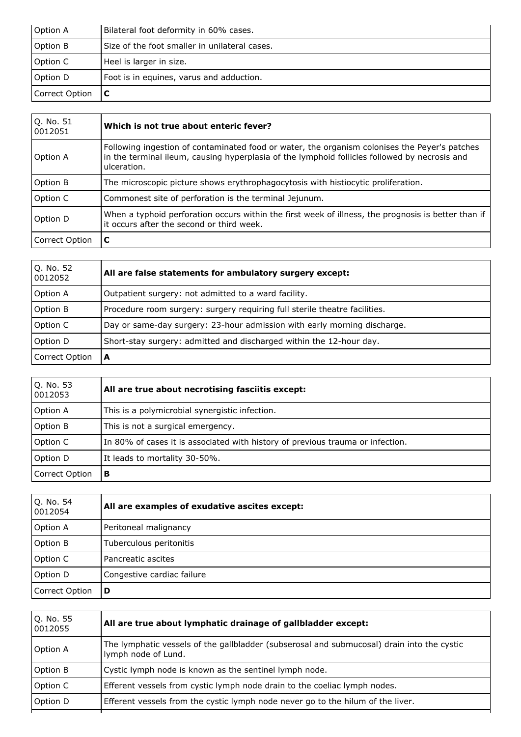| Option A | Bilateral foot deformity in 60% cases. |
|---|---|
| Option B | Size of the foot smaller in unilateral cases. |
| Option C | Heel is larger in size. |
| Option D | Foot is in equines, varus and adduction. |
| Correct Option | **C** |

| Q. No. 51 0012051 | **Which is not true about enteric fever?** |
|---|---|
| Option A | Following ingestion of contaminated food or water, the organism colonises the Peyer's patches in the terminal ileum, causing hyperplasia of the lymphoid follicles followed by necrosis and ulceration. |
| Option B | The microscopic picture shows erythrophagocytosis with histiocytic proliferation. |
| Option C | Commonest site of perforation is the terminal Jejunum. |
| Option D | When a typhoid perforation occurs within the first week of illness, the prognosis is better than if it occurs after the second or third week. |
| Correct Option | **C** |

| Q. No. 52 0012052 | **All are false statements for ambulatory surgery except:** |
|---|---|
| Option A | Outpatient surgery: not admitted to a ward facility. |
| Option B | Procedure room surgery: surgery requiring full sterile theatre facilities. |
| Option C | Day or same-day surgery: 23-hour admission with early morning discharge. |
| Option D | Short-stay surgery: admitted and discharged within the 12-hour day. |
| Correct Option | **A** |

| Q. No. 53 0012053 | **All are true about necrotising fasciitis except:** |
|---|---|
| Option A | This is a polymicrobial synergistic infection. |
| Option B | This is not a surgical emergency. |
| Option C | In 80% of cases it is associated with history of previous trauma or infection. |
| Option D | It leads to mortality 30-50%. |
| Correct Option | **B** |

| Q. No. 54 0012054 | **All are examples of exudative ascites except:** |
|---|---|
| Option A | Peritoneal malignancy |
| Option B | Tuberculous peritonitis |
| Option C | Pancreatic ascites |
| Option D | Congestive cardiac failure |
| Correct Option | **D** |

| Q. No. 55 0012055 | **All are true about lymphatic drainage of gallbladder except:** |
|---|---|
| Option A | The lymphatic vessels of the gallbladder (subserosal and submucosal) drain into the cystic lymph node of Lund. |
| Option B | Cystic lymph node is known as the sentinel lymph node. |
| Option C | Efferent vessels from cystic lymph node drain to the coeliac lymph nodes. |
| Option D | Efferent vessels from the cystic lymph node never go to the hilum of the liver. |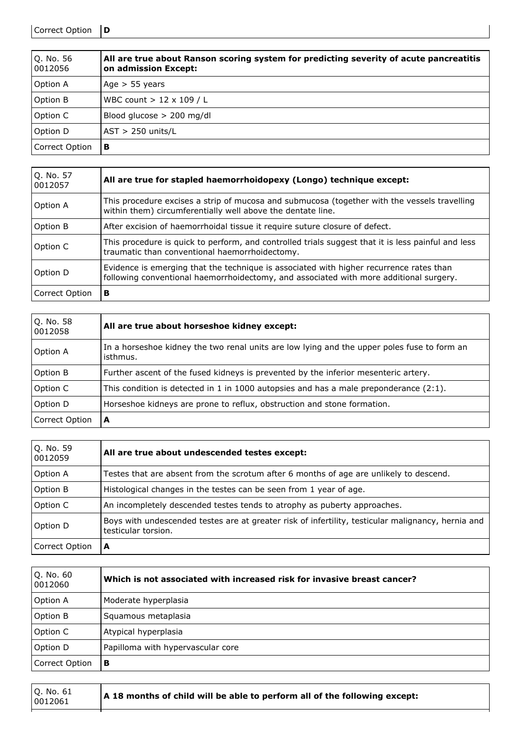| Correct Option | D |
|---|---|

| Q. No. 56 0012056 | **All are true about Ranson scoring system for predicting severity of acute pancreatitis on admission Except:** |
|---|---|
| Option A | Age > 55 years |
| Option B | WBC count > 12 x 109 / L |
| Option C | Blood glucose > 200 mg/dl |
| Option D | AST > 250 units/L |
| Correct Option | **B** |

| Q. No. 57 0012057 | **All are true for stapled haemorrhoidopexy (Longo) technique except:** |
|---|---|
| Option A | This procedure excises a strip of mucosa and submucosa (together with the vessels travelling within them) circumferentially well above the dentate line. |
| Option B | After excision of haemorrhoidal tissue it require suture closure of defect. |
| Option C | This procedure is quick to perform, and controlled trials suggest that it is less painful and less traumatic than conventional haemorrhoidectomy. |
| Option D | Evidence is emerging that the technique is associated with higher recurrence rates than following conventional haemorrhoidectomy, and associated with more additional surgery. |
| Correct Option | **B** |

| Q. No. 58 0012058 | **All are true about horseshoe kidney except:** |
|---|---|
| Option A | In a horseshoe kidney the two renal units are low lying and the upper poles fuse to form an isthmus. |
| Option B | Further ascent of the fused kidneys is prevented by the inferior mesenteric artery. |
| Option C | This condition is detected in 1 in 1000 autopsies and has a male preponderance (2:1). |
| Option D | Horseshoe kidneys are prone to reflux, obstruction and stone formation. |
| Correct Option | **A** |

| Q. No. 59 0012059 | **All are true about undescended testes except:** |
|---|---|
| Option A | Testes that are absent from the scrotum after 6 months of age are unlikely to descend. |
| Option B | Histological changes in the testes can be seen from 1 year of age. |
| Option C | An incompletely descended testes tends to atrophy as puberty approaches. |
| Option D | Boys with undescended testes are at greater risk of infertility, testicular malignancy, hernia and testicular torsion. |
| Correct Option | **A** |

| Q. No. 60 0012060 | **Which is not associated with increased risk for invasive breast cancer?** |
|---|---|
| Option A | Moderate hyperplasia |
| Option B | Squamous metaplasia |
| Option C | Atypical hyperplasia |
| Option D | Papilloma with hypervascular core |
| Correct Option | **B** |

| Q. No. 61 0012061 | **A 18 months of child will be able to perform all of the following except:** |
|---|---|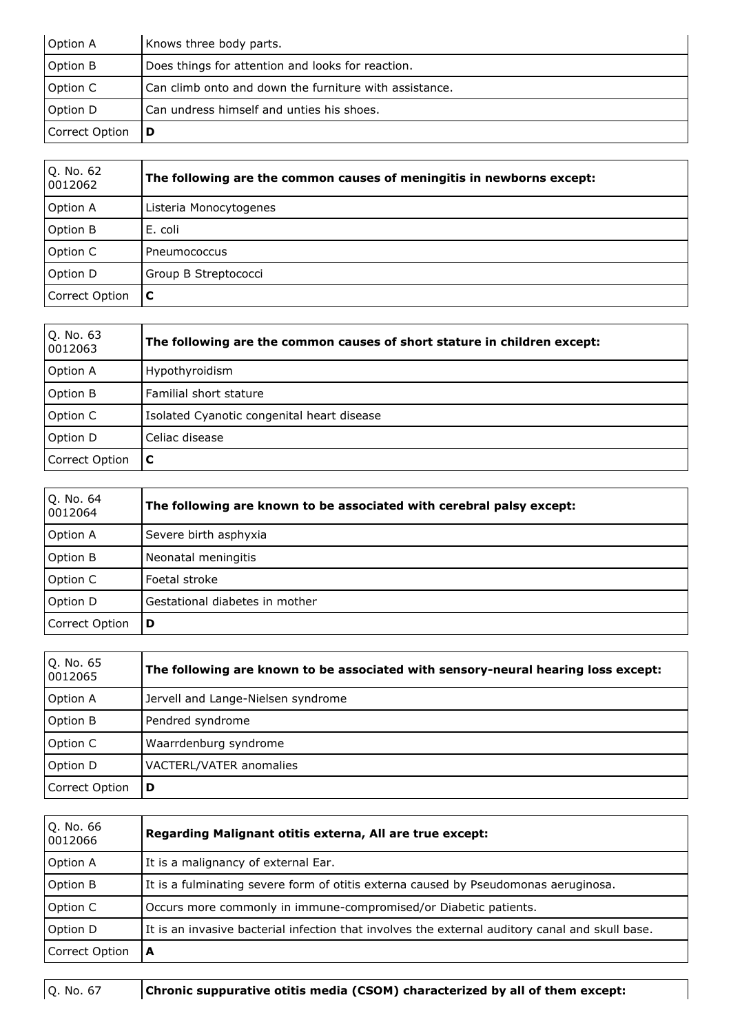| Option A | Knows three body parts. |
|---|---|
| Option B | Does things for attention and looks for reaction. |
| Option C | Can climb onto and down the furniture with assistance. |
| Option D | Can undress himself and unties his shoes. |
| Correct Option | **D** |

| Q. No. 62 0012062 | **The following are the common causes of meningitis in newborns except:** |
|---|---|
| Option A | Listeria Monocytogenes |
| Option B | E. coli |
| Option C | Pneumococcus |
| Option D | Group B Streptococci |
| Correct Option | **C** |

| Q. No. 63 0012063 | **The following are the common causes of short stature in children except:** |
|---|---|
| Option A | Hypothyroidism |
| Option B | Familial short stature |
| Option C | Isolated Cyanotic congenital heart disease |
| Option D | Celiac disease |
| Correct Option | **C** |

| Q. No. 64 0012064 | **The following are known to be associated with cerebral palsy except:** |
|---|---|
| Option A | Severe birth asphyxia |
| Option B | Neonatal meningitis |
| Option C | Foetal stroke |
| Option D | Gestational diabetes in mother |
| Correct Option | **D** |

| Q. No. 65 0012065 | **The following are known to be associated with sensory-neural hearing loss except:** |
|---|---|
| Option A | Jervell and Lange-Nielsen syndrome |
| Option B | Pendred syndrome |
| Option C | Waarrdenburg syndrome |
| Option D | VACTERL/VATER anomalies |
| Correct Option | **D** |

| Q. No. 66 0012066 | **Regarding Malignant otitis externa, All are true except:** |
|---|---|
| Option A | It is a malignancy of external Ear. |
| Option B | It is a fulminating severe form of otitis externa caused by Pseudomonas aeruginosa. |
| Option C | Occurs more commonly in immune-compromised/or Diabetic patients. |
| Option D | It is an invasive bacterial infection that involves the external auditory canal and skull base. |
| Correct Option | **A** |

| Q. No. 67 | **Chronic suppurative otitis media (CSOM) characterized by all of them except:** |
|---|---|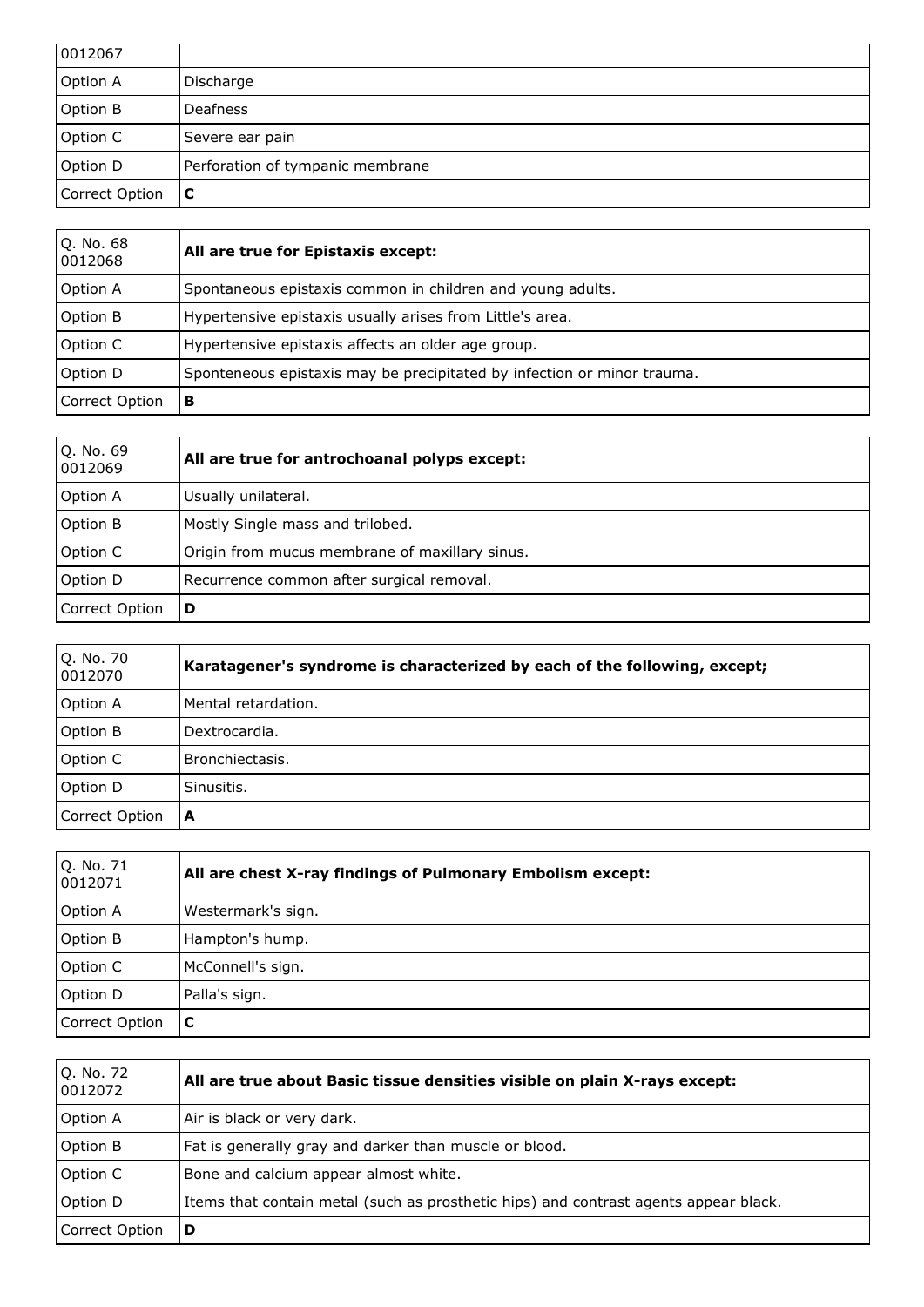| 0012067 | |
|---|---|
| Option A | Discharge |
| Option B | Deafness |
| Option C | Severe ear pain |
| Option D | Perforation of tympanic membrane |
| Correct Option | **C** |

| Q. No. 68 0012068 | **All are true for Epistaxis except:** |
|---|---|
| Option A | Spontaneous epistaxis common in children and young adults. |
| Option B | Hypertensive epistaxis usually arises from Little's area. |
| Option C | Hypertensive epistaxis affects an older age group. |
| Option D | Sponteneous epistaxis may be precipitated by infection or minor trauma. |
| Correct Option | **B** |

| Q. No. 69 0012069 | **All are true for antrochoanal polyps except:** |
|---|---|
| Option A | Usually unilateral. |
| Option B | Mostly Single mass and trilobed. |
| Option C | Origin from mucus membrane of maxillary sinus. |
| Option D | Recurrence common after surgical removal. |
| Correct Option | **D** |

| Q. No. 70 0012070 | **Karatagener's syndrome is characterized by each of the following, except;** |
|---|---|
| Option A | Mental retardation. |
| Option B | Dextrocardia. |
| Option C | Bronchiectasis. |
| Option D | Sinusitis. |
| Correct Option | **A** |

| Q. No. 71 0012071 | **All are chest X-ray findings of Pulmonary Embolism except:** |
|---|---|
| Option A | Westermark's sign. |
| Option B | Hampton's hump. |
| Option C | McConnell's sign. |
| Option D | Palla's sign. |
| Correct Option | **C** |

| Q. No. 72 0012072 | **All are true about Basic tissue densities visible on plain X-rays except:** |
|---|---|
| Option A | Air is black or very dark. |
| Option B | Fat is generally gray and darker than muscle or blood. |
| Option C | Bone and calcium appear almost white. |
| Option D | Items that contain metal (such as prosthetic hips) and contrast agents appear black. |
| Correct Option | **D** |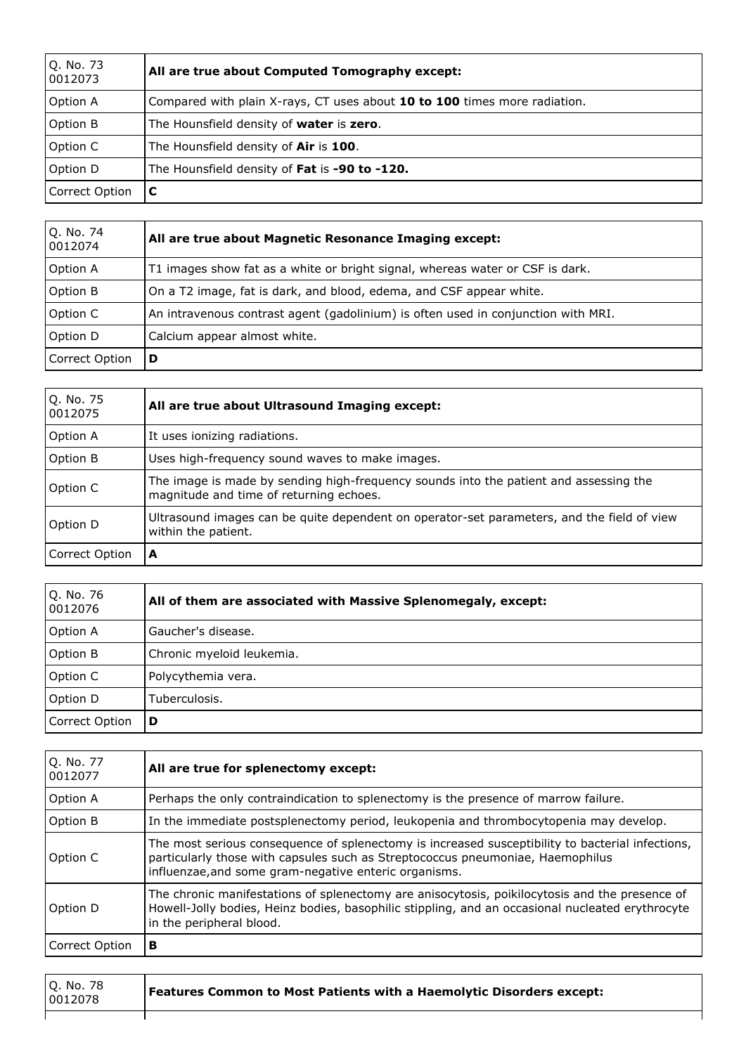| Q. No. 73<br>0012073 | **All are true about Computed Tomography except:** |
|---|---|
| Option A | Compared with plain X-rays, CT uses about **10 to 100** times more radiation. |
| Option B | The Hounsfield density of **water** is **zero**. |
| Option C | The Hounsfield density of **Air** is **100**. |
| Option D | The Hounsfield density of **Fat** is **-90 to -120.** |
| Correct Option | **C** |

| Q. No. 74<br>0012074 | **All are true about Magnetic Resonance Imaging except:** |
|---|---|
| Option A | T1 images show fat as a white or bright signal, whereas water or CSF is dark. |
| Option B | On a T2 image, fat is dark, and blood, edema, and CSF appear white. |
| Option C | An intravenous contrast agent (gadolinium) is often used in conjunction with MRI. |
| Option D | Calcium appear almost white. |
| Correct Option | **D** |

| Q. No. 75<br>0012075 | **All are true about Ultrasound Imaging except:** |
|---|---|
| Option A | It uses ionizing radiations. |
| Option B | Uses high-frequency sound waves to make images. |
| Option C | The image is made by sending high-frequency sounds into the patient and assessing the magnitude and time of returning echoes. |
| Option D | Ultrasound images can be quite dependent on operator-set parameters, and the field of view within the patient. |
| Correct Option | **A** |

| Q. No. 76<br>0012076 | **All of them are associated with Massive Splenomegaly, except:** |
|---|---|
| Option A | Gaucher's disease. |
| Option B | Chronic myeloid leukemia. |
| Option C | Polycythemia vera. |
| Option D | Tuberculosis. |
| Correct Option | **D** |

| Q. No. 77<br>0012077 | **All are true for splenectomy except:** |
|---|---|
| Option A | Perhaps the only contraindication to splenectomy is the presence of marrow failure. |
| Option B | In the immediate postsplenectomy period, leukopenia and thrombocytopenia may develop. |
| Option C | The most serious consequence of splenectomy is increased susceptibility to bacterial infections, particularly those with capsules such as Streptococcus pneumoniae, Haemophilus influenzae,and some gram-negative enteric organisms. |
| Option D | The chronic manifestations of splenectomy are anisocytosis, poikilocytosis and the presence of Howell-Jolly bodies, Heinz bodies, basophilic stippling, and an occasional nucleated erythrocyte in the peripheral blood. |
| Correct Option | **B** |

| Q. No. 78<br>0012078 | **Features Common to Most Patients with a Haemolytic Disorders except:** |
|---|---|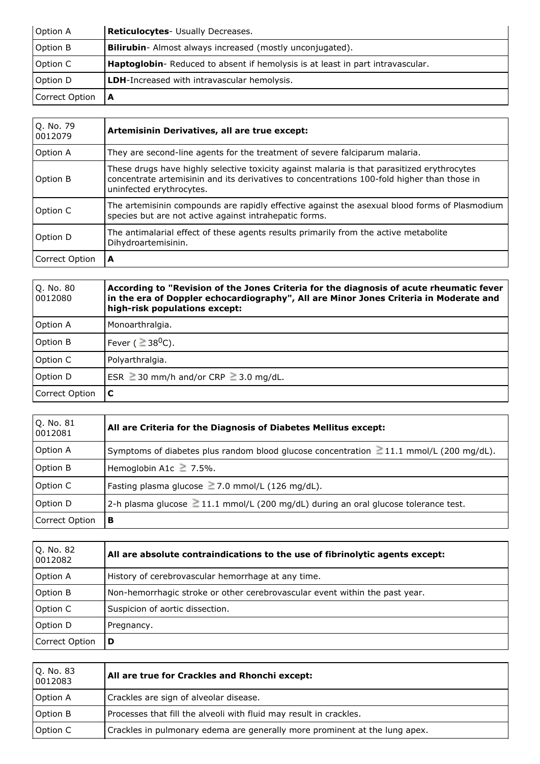| Option A | **Reticulocytes**- Usually Decreases. |
|---|---|
| Option B | **Bilirubin**- Almost always increased (mostly unconjugated). |
| Option C | **Haptoglobin**- Reduced to absent if hemolysis is at least in part intravascular. |
| Option D | **LDH**-Increased with intravascular hemolysis. |
| Correct Option | **A** |

| Q. No. 79 0012079 | **Artemisinin Derivatives, all are true except:** |
|---|---|
| Option A | They are second-line agents for the treatment of severe falciparum malaria. |
| Option B | These drugs have highly selective toxicity against malaria is that parasitized erythrocytes concentrate artemisinin and its derivatives to concentrations 100-fold higher than those in uninfected erythrocytes. |
| Option C | The artemisinin compounds are rapidly effective against the asexual blood forms of Plasmodium species but are not active against intrahepatic forms. |
| Option D | The antimalarial effect of these agents results primarily from the active metabolite Dihydroartemisinin. |
| Correct Option | **A** |

| Q. No. 80 0012080 | **According to "Revision of the Jones Criteria for the diagnosis of acute rheumatic fever in the era of Doppler echocardiography", All are Minor Jones Criteria in Moderate and high-risk populations except:** |
|---|---|
| Option A | Monoarthralgia. |
| Option B | Fever ( $\geq 38^0$C). |
| Option C | Polyarthralgia. |
| Option D | ESR $\geq$30 mm/h and/or CRP $\geq$3.0 mg/dL. |
| Correct Option | **C** |

| Q. No. 81 0012081 | **All are Criteria for the Diagnosis of Diabetes Mellitus except:** |
|---|---|
| Option A | Symptoms of diabetes plus random blood glucose concentration $\geq$11.1 mmol/L (200 mg/dL). |
| Option B | Hemoglobin A1c $\geq$ 7.5%. |
| Option C | Fasting plasma glucose $\geq$7.0 mmol/L (126 mg/dL). |
| Option D | 2-h plasma glucose $\geq$11.1 mmol/L (200 mg/dL) during an oral glucose tolerance test. |
| Correct Option | **B** |

| Q. No. 82 0012082 | **All are absolute contraindications to the use of fibrinolytic agents except:** |
|---|---|
| Option A | History of cerebrovascular hemorrhage at any time. |
| Option B | Non-hemorrhagic stroke or other cerebrovascular event within the past year. |
| Option C | Suspicion of aortic dissection. |
| Option D | Pregnancy. |
| Correct Option | **D** |

| Q. No. 83 0012083 | **All are true for Crackles and Rhonchi except:** |
|---|---|
| Option A | Crackles are sign of alveolar disease. |
| Option B | Processes that fill the alveoli with fluid may result in crackles. |
| Option C | Crackles in pulmonary edema are generally more prominent at the lung apex. |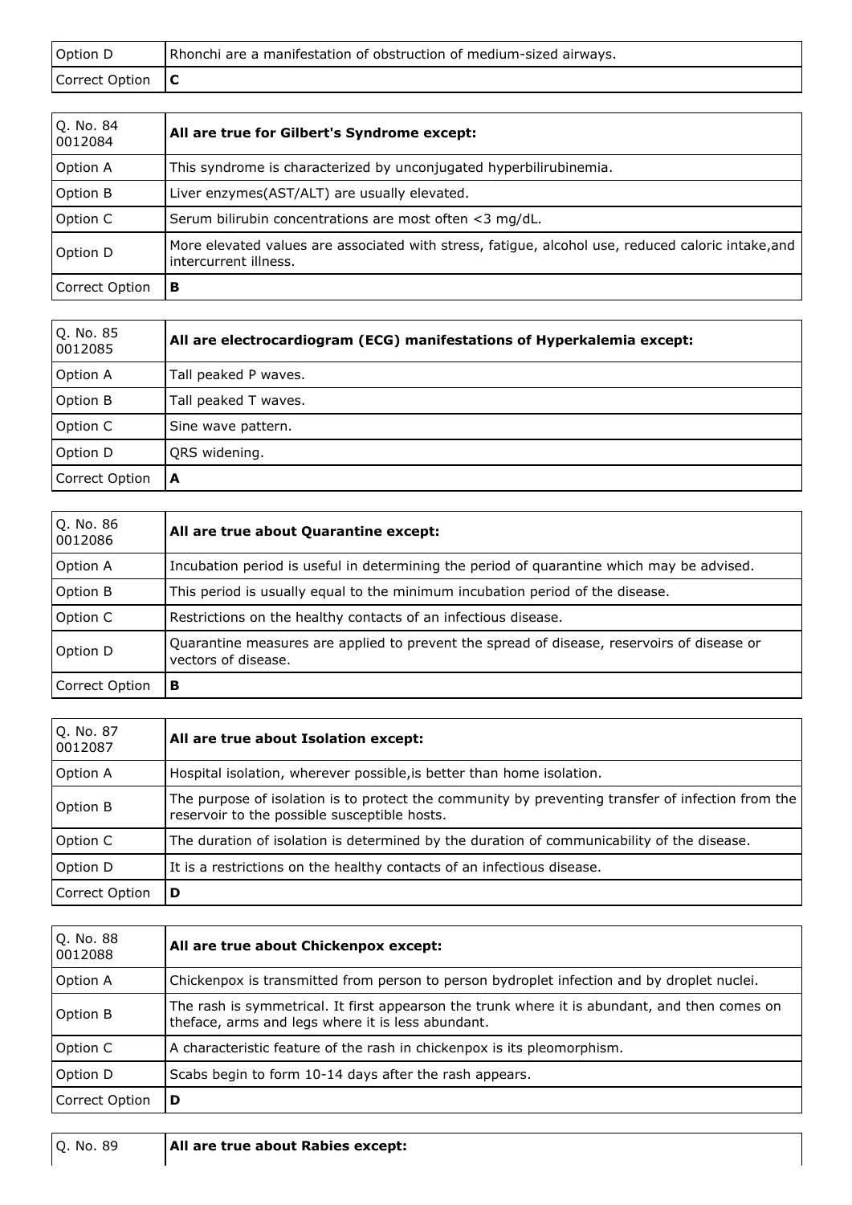| Option D | Rhonchi are a manifestation of obstruction of medium-sized airways. |
|---|---|
| Correct Option | **C** |

| Q. No. 84 0012084 | **All are true for Gilbert's Syndrome except:** |
|---|---|
| Option A | This syndrome is characterized by unconjugated hyperbilirubinemia. |
| Option B | Liver enzymes(AST/ALT) are usually elevated. |
| Option C | Serum bilirubin concentrations are most often <3 mg/dL. |
| Option D | More elevated values are associated with stress, fatigue, alcohol use, reduced caloric intake,and intercurrent illness. |
| Correct Option | **B** |

| Q. No. 85 0012085 | **All are electrocardiogram (ECG) manifestations of Hyperkalemia except:** |
|---|---|
| Option A | Tall peaked P waves. |
| Option B | Tall peaked T waves. |
| Option C | Sine wave pattern. |
| Option D | QRS widening. |
| Correct Option | **A** |

| Q. No. 86 0012086 | **All are true about Quarantine except:** |
|---|---|
| Option A | Incubation period is useful in determining the period of quarantine which may be advised. |
| Option B | This period is usually equal to the minimum incubation period of the disease. |
| Option C | Restrictions on the healthy contacts of an infectious disease. |
| Option D | Quarantine measures are applied to prevent the spread of disease, reservoirs of disease or vectors of disease. |
| Correct Option | **B** |

| Q. No. 87 0012087 | **All are true about Isolation except:** |
|---|---|
| Option A | Hospital isolation, wherever possible,is better than home isolation. |
| Option B | The purpose of isolation is to protect the community by preventing transfer of infection from the reservoir to the possible susceptible hosts. |
| Option C | The duration of isolation is determined by the duration of communicability of the disease. |
| Option D | It is a restrictions on the healthy contacts of an infectious disease. |
| Correct Option | **D** |

| Q. No. 88 0012088 | **All are true about Chickenpox except:** |
|---|---|
| Option A | Chickenpox is transmitted from person to person bydroplet infection and by droplet nuclei. |
| Option B | The rash is symmetrical. It first appearson the trunk where it is abundant, and then comes on theface, arms and legs where it is less abundant. |
| Option C | A characteristic feature of the rash in chickenpox is its pleomorphism. |
| Option D | Scabs begin to form 10-14 days after the rash appears. |
| Correct Option | **D** |

| Q. No. 89 | **All are true about Rabies except:** |
|---|---|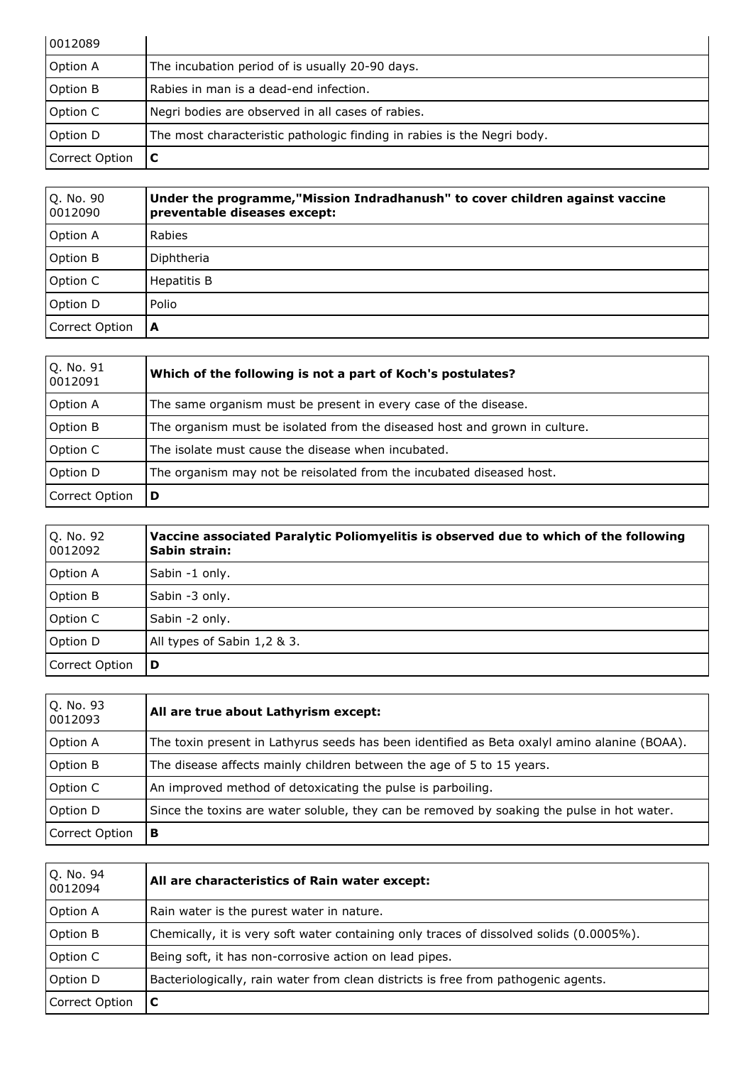| 0012089 | |
|---|---|
| Option A | The incubation period of is usually 20-90 days. |
| Option B | Rabies in man is a dead-end infection. |
| Option C | Negri bodies are observed in all cases of rabies. |
| Option D | The most characteristic pathologic finding in rabies is the Negri body. |
| Correct Option | **C** |

| Q. No. 90 0012090 | **Under the programme,"Mission Indradhanush" to cover children against vaccine preventable diseases except:** |
|---|---|
| Option A | Rabies |
| Option B | Diphtheria |
| Option C | Hepatitis B |
| Option D | Polio |
| Correct Option | **A** |

| Q. No. 91 0012091 | **Which of the following is not a part of Koch's postulates?** |
|---|---|
| Option A | The same organism must be present in every case of the disease. |
| Option B | The organism must be isolated from the diseased host and grown in culture. |
| Option C | The isolate must cause the disease when incubated. |
| Option D | The organism may not be reisolated from the incubated diseased host. |
| Correct Option | **D** |

| Q. No. 92 0012092 | **Vaccine associated Paralytic Poliomyelitis is observed due to which of the following Sabin strain:** |
|---|---|
| Option A | Sabin -1 only. |
| Option B | Sabin -3 only. |
| Option C | Sabin -2 only. |
| Option D | All types of Sabin 1,2 & 3. |
| Correct Option | **D** |

| Q. No. 93 0012093 | **All are true about Lathyrism except:** |
|---|---|
| Option A | The toxin present in Lathyrus seeds has been identified as Beta oxalyl amino alanine (BOAA). |
| Option B | The disease affects mainly children between the age of 5 to 15 years. |
| Option C | An improved method of detoxicating the pulse is parboiling. |
| Option D | Since the toxins are water soluble, they can be removed by soaking the pulse in hot water. |
| Correct Option | **B** |

| Q. No. 94 0012094 | **All are characteristics of Rain water except:** |
|---|---|
| Option A | Rain water is the purest water in nature. |
| Option B | Chemically, it is very soft water containing only traces of dissolved solids (0.0005%). |
| Option C | Being soft, it has non-corrosive action on lead pipes. |
| Option D | Bacteriologically, rain water from clean districts is free from pathogenic agents. |
| Correct Option | **C** |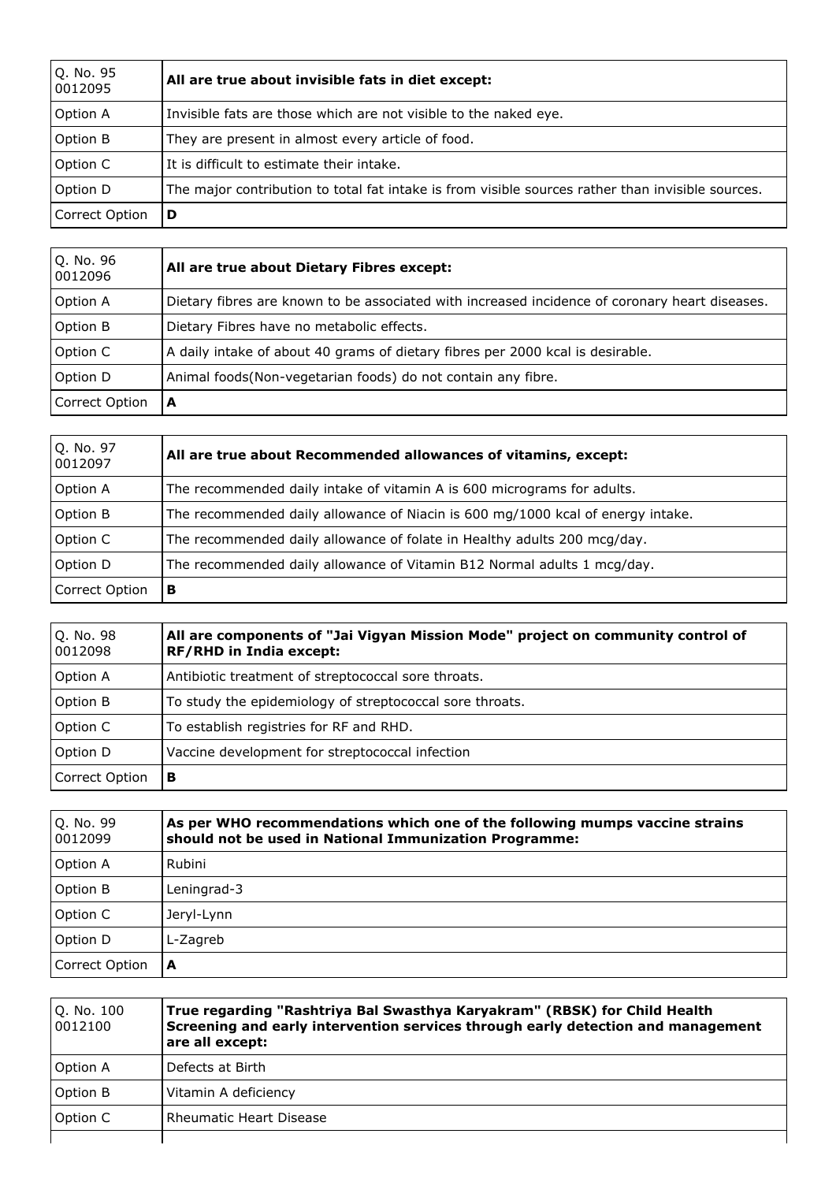| Q. No. 95 0012095 | **All are true about invisible fats in diet except:** |
|---|---|
| Option A | Invisible fats are those which are not visible to the naked eye. |
| Option B | They are present in almost every article of food. |
| Option C | It is difficult to estimate their intake. |
| Option D | The major contribution to total fat intake is from visible sources rather than invisible sources. |
| Correct Option | **D** |

| Q. No. 96 0012096 | **All are true about Dietary Fibres except:** |
|---|---|
| Option A | Dietary fibres are known to be associated with increased incidence of coronary heart diseases. |
| Option B | Dietary Fibres have no metabolic effects. |
| Option C | A daily intake of about 40 grams of dietary fibres per 2000 kcal is desirable. |
| Option D | Animal foods(Non-vegetarian foods) do not contain any fibre. |
| Correct Option | **A** |

| Q. No. 97 0012097 | **All are true about Recommended allowances of vitamins, except:** |
|---|---|
| Option A | The recommended daily intake of vitamin A is 600 micrograms for adults. |
| Option B | The recommended daily allowance of Niacin is 600 mg/1000 kcal of energy intake. |
| Option C | The recommended daily allowance of folate in Healthy adults 200 mcg/day. |
| Option D | The recommended daily allowance of Vitamin B12 Normal adults 1 mcg/day. |
| Correct Option | **B** |

| Q. No. 98 0012098 | **All are components of "Jai Vigyan Mission Mode" project on community control of RF/RHD in India except:** |
|---|---|
| Option A | Antibiotic treatment of streptococcal sore throats. |
| Option B | To study the epidemiology of streptococcal sore throats. |
| Option C | To establish registries for RF and RHD. |
| Option D | Vaccine development for streptococcal infection |
| Correct Option | **B** |

| Q. No. 99 0012099 | **As per WHO recommendations which one of the following mumps vaccine strains should not be used in National Immunization Programme:** |
|---|---|
| Option A | Rubini |
| Option B | Leningrad-3 |
| Option C | Jeryl-Lynn |
| Option D | L-Zagreb |
| Correct Option | **A** |

| Q. No. 100 0012100 | **True regarding "Rashtriya Bal Swasthya Karyakram" (RBSK) for Child Health Screening and early intervention services through early detection and management are all except:** |
|---|---|
| Option A | Defects at Birth |
| Option B | Vitamin A deficiency |
| Option C | Rheumatic Heart Disease |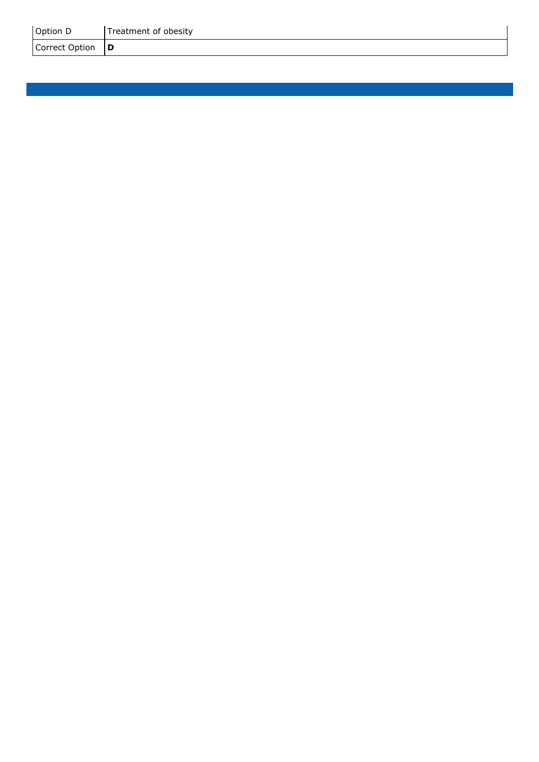| | |
|---|---|
| Option D | Treatment of obesity |
| Correct Option | **D** |